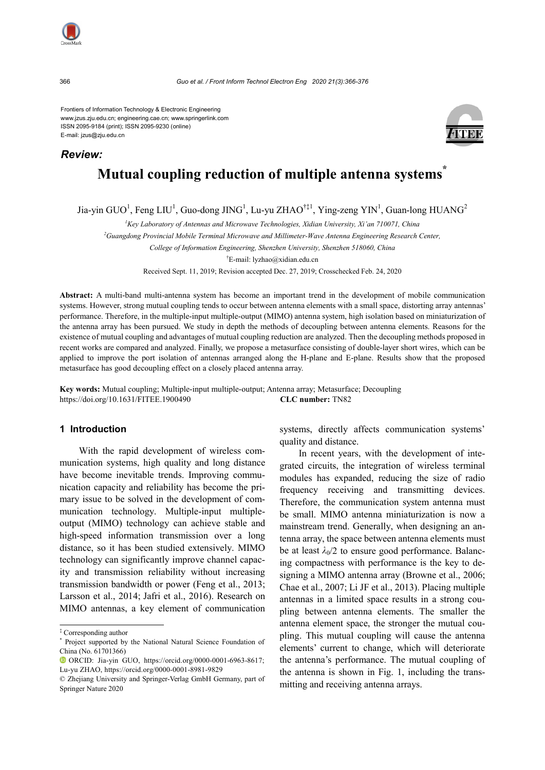Frontiers of Information Technology & Electronic Engineering
www.jzus.zju.edu.cn; engineering.cae.cn; www.springerlink.com
ISSN 2095-9184 (print); ISSN 2095-9230 (online)
E-mail: jzus@zju.edu.cn

***Review:***

# Mutual coupling reduction of multiple antenna systems[*]

Jia-yin GUO[1], Feng LIU[1], Guo-dong JING[1], Lu-yu ZHAO[†‡1], Ying-zeng YIN[1], Guan-long HUANG[2]

[1]*Key Laboratory of Antennas and Microwave Technologies, Xidian University, Xi'an 710071, China*

[2]*Guangdong Provincial Mobile Terminal Microwave and Millimeter-Wave Antenna Engineering Research Center, College of Information Engineering, Shenzhen University, Shenzhen 518060, China*

[†]E-mail: lyzhao@xidian.edu.cn

Received Sept. 11, 2019; Revision accepted Dec. 27, 2019; Crosschecked Feb. 24, 2020

**Abstract:** A multi-band multi-antenna system has become an important trend in the development of mobile communication systems. However, strong mutual coupling tends to occur between antenna elements with a small space, distorting array antennas' performance. Therefore, in the multiple-input multiple-output (MIMO) antenna system, high isolation based on miniaturization of the antenna array has been pursued. We study in depth the methods of decoupling between antenna elements. Reasons for the existence of mutual coupling and advantages of mutual coupling reduction are analyzed. Then the decoupling methods proposed in recent works are compared and analyzed. Finally, we propose a metasurface consisting of double-layer short wires, which can be applied to improve the port isolation of antennas arranged along the H-plane and E-plane. Results show that the proposed metasurface has good decoupling effect on a closely placed antenna array.

**Key words:** Mutual coupling; Multiple-input multiple-output; Antenna array; Metasurface; Decoupling
https://doi.org/10.1631/FITEE.1900490 **CLC number:** TN82

## 1 Introduction

With the rapid development of wireless communication systems, high quality and long distance have become inevitable trends. Improving communication capacity and reliability has become the primary issue to be solved in the development of communication technology. Multiple-input multiple-output (MIMO) technology can achieve stable and high-speed information transmission over a long distance, so it has been studied extensively. MIMO technology can significantly improve channel capacity and transmission reliability without increasing transmission bandwidth or power (Feng et al., 2013; Larsson et al., 2014; Jafri et al., 2016). Research on MIMO antennas, a key element of communication systems, directly affects communication systems' quality and distance.

In recent years, with the development of integrated circuits, the integration of wireless terminal modules has expanded, reducing the size of radio frequency receiving and transmitting devices. Therefore, the communication system antenna must be small. MIMO antenna miniaturization is now a mainstream trend. Generally, when designing an antenna array, the space between antenna elements must be at least $\lambda_0/2$ to ensure good performance. Balancing compactness with performance is the key to designing a MIMO antenna array (Browne et al., 2006; Chae et al., 2007; Li JF et al., 2013). Placing multiple antennas in a limited space results in a strong coupling between antenna elements. The smaller the antenna element space, the stronger the mutual coupling. This mutual coupling will cause the antenna elements' current to change, which will deteriorate the antenna's performance. The mutual coupling of the antenna is shown in Fig. 1, including the transmitting and receiving antenna arrays.

---

[‡] Corresponding author

[*] Project supported by the National Natural Science Foundation of China (No. 61701366)

ORCID: Jia-yin GUO, https://orcid.org/0000-0001-6963-8617; Lu-yu ZHAO, https://orcid.org/0000-0001-8981-9829

© Zhejiang University and Springer-Verlag GmbH Germany, part of Springer Nature 2020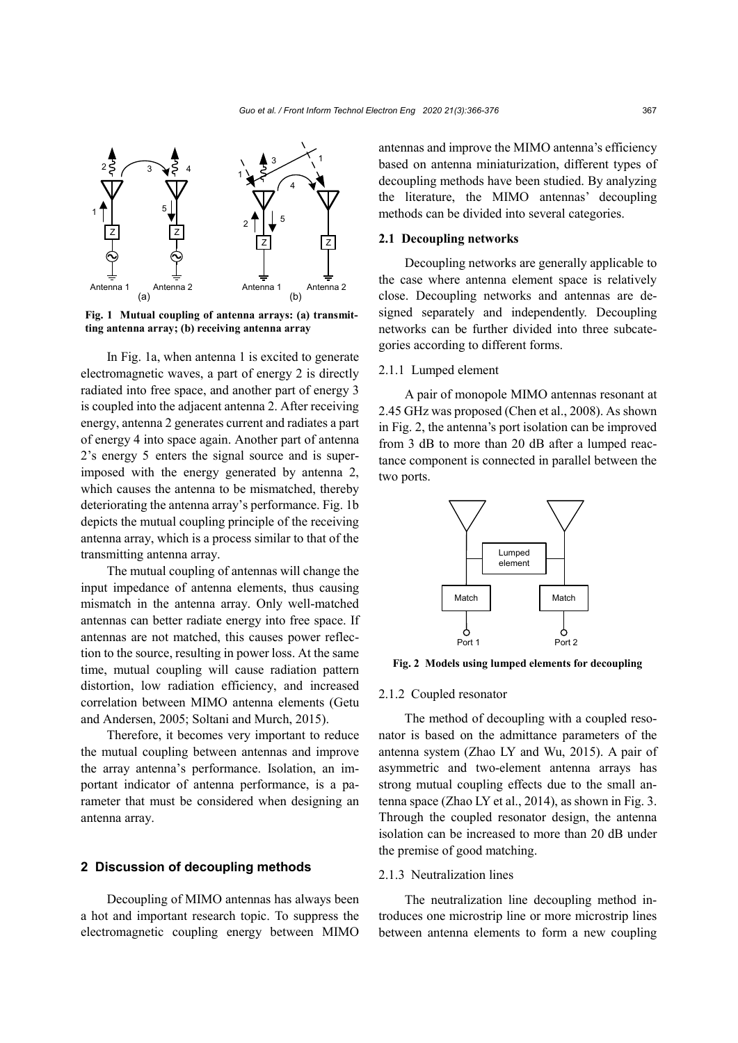Fig. 1 Mutual coupling of antenna arrays: (a) transmitting antenna array; (b) receiving antenna array

In Fig. 1a, when antenna 1 is excited to generate electromagnetic waves, a part of energy 2 is directly radiated into free space, and another part of energy 3 is coupled into the adjacent antenna 2. After receiving energy, antenna 2 generates current and radiates a part of energy 4 into space again. Another part of antenna 2's energy 5 enters the signal source and is superimposed with the energy generated by antenna 2, which causes the antenna to be mismatched, thereby deteriorating the antenna array's performance. Fig. 1b depicts the mutual coupling principle of the receiving antenna array, which is a process similar to that of the transmitting antenna array.

The mutual coupling of antennas will change the input impedance of antenna elements, thus causing mismatch in the antenna array. Only well-matched antennas can better radiate energy into free space. If antennas are not matched, this causes power reflection to the source, resulting in power loss. At the same time, mutual coupling will cause radiation pattern distortion, low radiation efficiency, and increased correlation between MIMO antenna elements (Getu and Andersen, 2005; Soltani and Murch, 2015).

Therefore, it becomes very important to reduce the mutual coupling between antennas and improve the array antenna's performance. Isolation, an important indicator of antenna performance, is a parameter that must be considered when designing an antenna array.

## 2 Discussion of decoupling methods

Decoupling of MIMO antennas has always been a hot and important research topic. To suppress the electromagnetic coupling energy between MIMO antennas and improve the MIMO antenna's efficiency based on antenna miniaturization, different types of decoupling methods have been studied. By analyzing the literature, the MIMO antennas' decoupling methods can be divided into several categories.

### 2.1 Decoupling networks

Decoupling networks are generally applicable to the case where antenna element space is relatively close. Decoupling networks and antennas are designed separately and independently. Decoupling networks can be further divided into three subcategories according to different forms.

#### 2.1.1 Lumped element

A pair of monopole MIMO antennas resonant at 2.45 GHz was proposed (Chen et al., 2008). As shown in Fig. 2, the antenna's port isolation can be improved from 3 dB to more than 20 dB after a lumped reactance component is connected in parallel between the two ports.

Fig. 2 Models using lumped elements for decoupling

#### 2.1.2 Coupled resonator

The method of decoupling with a coupled resonator is based on the admittance parameters of the antenna system (Zhao LY and Wu, 2015). A pair of asymmetric and two-element antenna arrays has strong mutual coupling effects due to the small antenna space (Zhao LY et al., 2014), as shown in Fig. 3. Through the coupled resonator design, the antenna isolation can be increased to more than 20 dB under the premise of good matching.

#### 2.1.3 Neutralization lines

The neutralization line decoupling method introduces one microstrip line or more microstrip lines between antenna elements to form a new coupling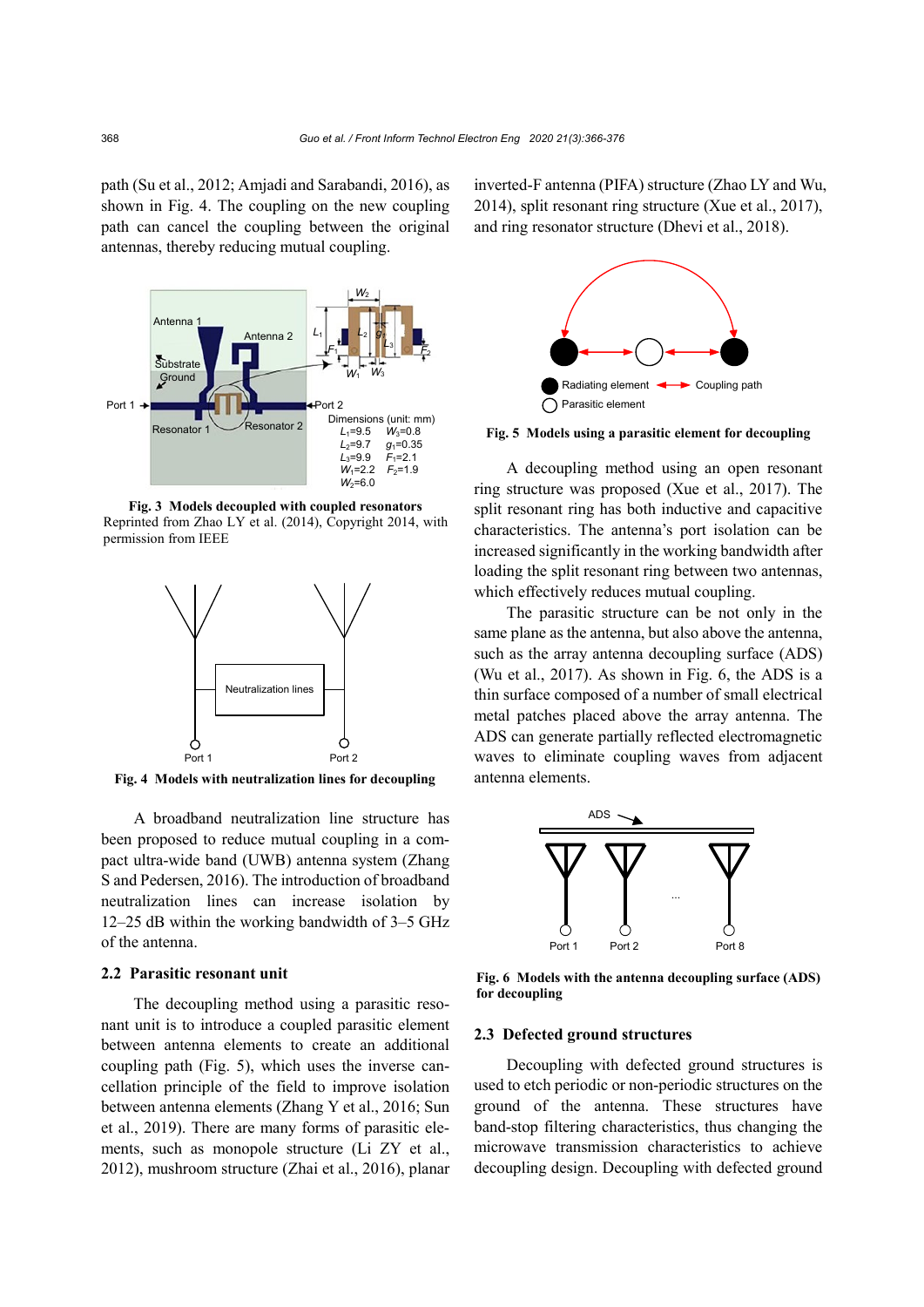path (Su et al., 2012; Amjadi and Sarabandi, 2016), as shown in Fig. 4. The coupling on the new coupling path can cancel the coupling between the original antennas, thereby reducing mutual coupling.

**Fig. 3 Models decoupled with coupled resonators**
Reprinted from Zhao LY et al. (2014), Copyright 2014, with permission from IEEE

**Fig. 4 Models with neutralization lines for decoupling**

A broadband neutralization line structure has been proposed to reduce mutual coupling in a compact ultra-wide band (UWB) antenna system (Zhang S and Pedersen, 2016). The introduction of broadband neutralization lines can increase isolation by 12–25 dB within the working bandwidth of 3–5 GHz of the antenna.

### 2.2 Parasitic resonant unit

The decoupling method using a parasitic resonant unit is to introduce a coupled parasitic element between antenna elements to create an additional coupling path (Fig. 5), which uses the inverse cancellation principle of the field to improve isolation between antenna elements (Zhang Y et al., 2016; Sun et al., 2019). There are many forms of parasitic elements, such as monopole structure (Li ZY et al., 2012), mushroom structure (Zhai et al., 2016), planar inverted-F antenna (PIFA) structure (Zhao LY and Wu, 2014), split resonant ring structure (Xue et al., 2017), and ring resonator structure (Dhevi et al., 2018).

**Fig. 5 Models using a parasitic element for decoupling**

A decoupling method using an open resonant ring structure was proposed (Xue et al., 2017). The split resonant ring has both inductive and capacitive characteristics. The antenna's port isolation can be increased significantly in the working bandwidth after loading the split resonant ring between two antennas, which effectively reduces mutual coupling.

The parasitic structure can be not only in the same plane as the antenna, but also above the antenna, such as the array antenna decoupling surface (ADS) (Wu et al., 2017). As shown in Fig. 6, the ADS is a thin surface composed of a number of small electrical metal patches placed above the array antenna. The ADS can generate partially reflected electromagnetic waves to eliminate coupling waves from adjacent antenna elements.

**Fig. 6 Models with the antenna decoupling surface (ADS) for decoupling**

### 2.3 Defected ground structures

Decoupling with defected ground structures is used to etch periodic or non-periodic structures on the ground of the antenna. These structures have band-stop filtering characteristics, thus changing the microwave transmission characteristics to achieve decoupling design. Decoupling with defected ground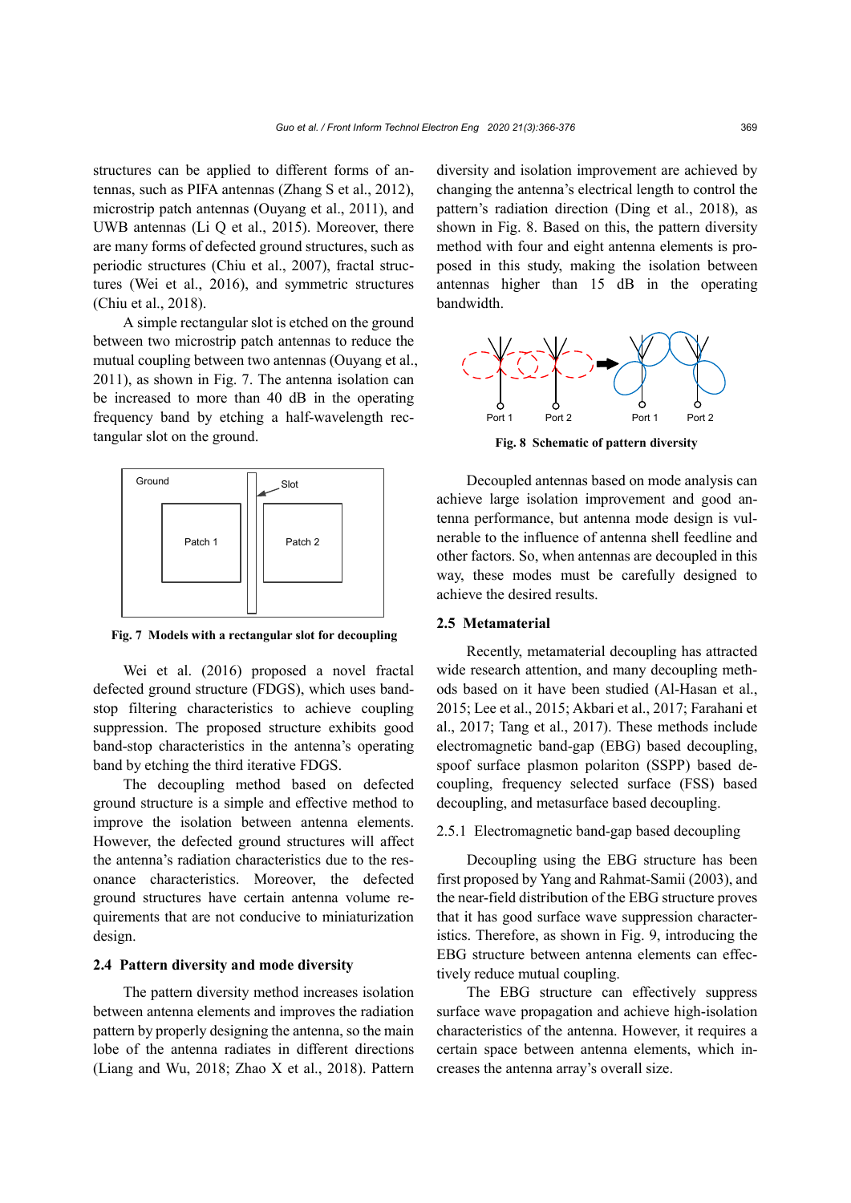structures can be applied to different forms of antennas, such as PIFA antennas (Zhang S et al., 2012), microstrip patch antennas (Ouyang et al., 2011), and UWB antennas (Li Q et al., 2015). Moreover, there are many forms of defected ground structures, such as periodic structures (Chiu et al., 2007), fractal structures (Wei et al., 2016), and symmetric structures (Chiu et al., 2018).

A simple rectangular slot is etched on the ground between two microstrip patch antennas to reduce the mutual coupling between two antennas (Ouyang et al., 2011), as shown in Fig. 7. The antenna isolation can be increased to more than 40 dB in the operating frequency band by etching a half-wavelength rectangular slot on the ground.

**Fig. 7 Models with a rectangular slot for decoupling**

Wei et al. (2016) proposed a novel fractal defected ground structure (FDGS), which uses band-stop filtering characteristics to achieve coupling suppression. The proposed structure exhibits good band-stop characteristics in the antenna's operating band by etching the third iterative FDGS.

The decoupling method based on defected ground structure is a simple and effective method to improve the isolation between antenna elements. However, the defected ground structures will affect the antenna's radiation characteristics due to the resonance characteristics. Moreover, the defected ground structures have certain antenna volume requirements that are not conducive to miniaturization design.

### 2.4 Pattern diversity and mode diversity

The pattern diversity method increases isolation between antenna elements and improves the radiation pattern by properly designing the antenna, so the main lobe of the antenna radiates in different directions (Liang and Wu, 2018; Zhao X et al., 2018). Pattern diversity and isolation improvement are achieved by changing the antenna's electrical length to control the pattern's radiation direction (Ding et al., 2018), as shown in Fig. 8. Based on this, the pattern diversity method with four and eight antenna elements is proposed in this study, making the isolation between antennas higher than 15 dB in the operating bandwidth.

**Fig. 8 Schematic of pattern diversity**

Decoupled antennas based on mode analysis can achieve large isolation improvement and good antenna performance, but antenna mode design is vulnerable to the influence of antenna shell feedline and other factors. So, when antennas are decoupled in this way, these modes must be carefully designed to achieve the desired results.

### 2.5 Metamaterial

Recently, metamaterial decoupling has attracted wide research attention, and many decoupling methods based on it have been studied (Al-Hasan et al., 2015; Lee et al., 2015; Akbari et al., 2017; Farahani et al., 2017; Tang et al., 2017). These methods include electromagnetic band-gap (EBG) based decoupling, spoof surface plasmon polariton (SSPP) based decoupling, frequency selected surface (FSS) based decoupling, and metasurface based decoupling.

#### 2.5.1 Electromagnetic band-gap based decoupling

Decoupling using the EBG structure has been first proposed by Yang and Rahmat-Samii (2003), and the near-field distribution of the EBG structure proves that it has good surface wave suppression characteristics. Therefore, as shown in Fig. 9, introducing the EBG structure between antenna elements can effectively reduce mutual coupling.

The EBG structure can effectively suppress surface wave propagation and achieve high-isolation characteristics of the antenna. However, it requires a certain space between antenna elements, which increases the antenna array's overall size.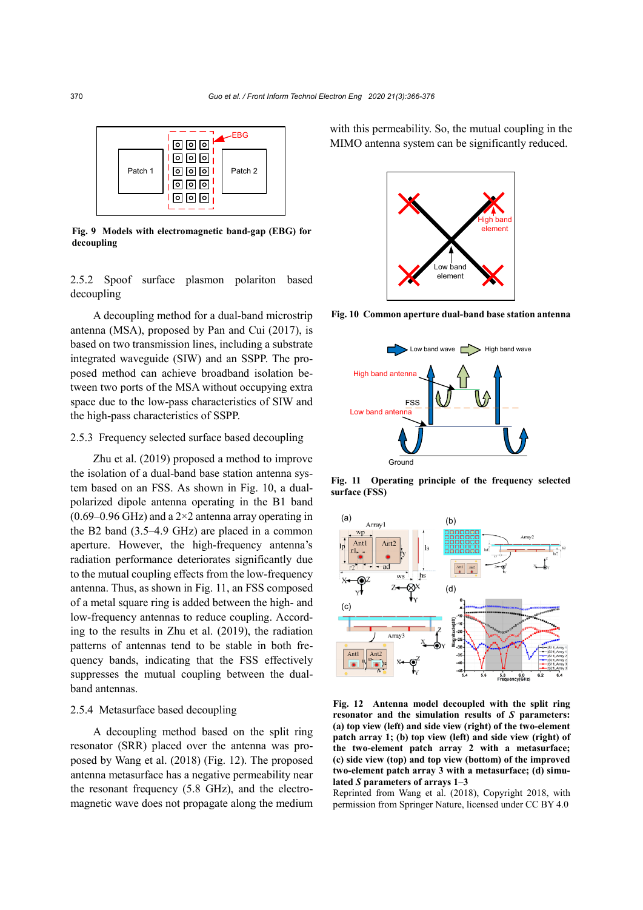Fig. 9  Models with electromagnetic band-gap (EBG) for decoupling

### 2.5.2 Spoof surface plasmon polariton based decoupling

A decoupling method for a dual-band microstrip antenna (MSA), proposed by Pan and Cui (2017), is based on two transmission lines, including a substrate integrated waveguide (SIW) and an SSPP. The proposed method can achieve broadband isolation between two ports of the MSA without occupying extra space due to the low-pass characteristics of SIW and the high-pass characteristics of SSPP.

### 2.5.3 Frequency selected surface based decoupling

Zhu et al. (2019) proposed a method to improve the isolation of a dual-band base station antenna system based on an FSS. As shown in Fig. 10, a dual-polarized dipole antenna operating in the B1 band (0.69–0.96 GHz) and a 2×2 antenna array operating in the B2 band (3.5–4.9 GHz) are placed in a common aperture. However, the high-frequency antenna's radiation performance deteriorates significantly due to the mutual coupling effects from the low-frequency antenna. Thus, as shown in Fig. 11, an FSS composed of a metal square ring is added between the high- and low-frequency antennas to reduce coupling. According to the results in Zhu et al. (2019), the radiation patterns of antennas tend to be stable in both frequency bands, indicating that the FSS effectively suppresses the mutual coupling between the dual-band antennas.

### 2.5.4 Metasurface based decoupling

A decoupling method based on the split ring resonator (SRR) placed over the antenna was proposed by Wang et al. (2018) (Fig. 12). The proposed antenna metasurface has a negative permeability near the resonant frequency (5.8 GHz), and the electromagnetic wave does not propagate along the medium with this permeability. So, the mutual coupling in the MIMO antenna system can be significantly reduced.

Fig. 10  Common aperture dual-band base station antenna

Fig. 11  Operating principle of the frequency selected surface (FSS)

Fig. 12  Antenna model decoupled with the split ring resonator and the simulation results of *S* parameters: (a) top view (left) and side view (right) of the two-element patch array 1; (b) top view (left) and side view (right) of the two-element patch array 2 with a metasurface; (c) side view (top) and top view (bottom) of the improved two-element patch array 3 with a metasurface; (d) simulated *S* parameters of arrays 1–3

Reprinted from Wang et al. (2018), Copyright 2018, with permission from Springer Nature, licensed under CC BY 4.0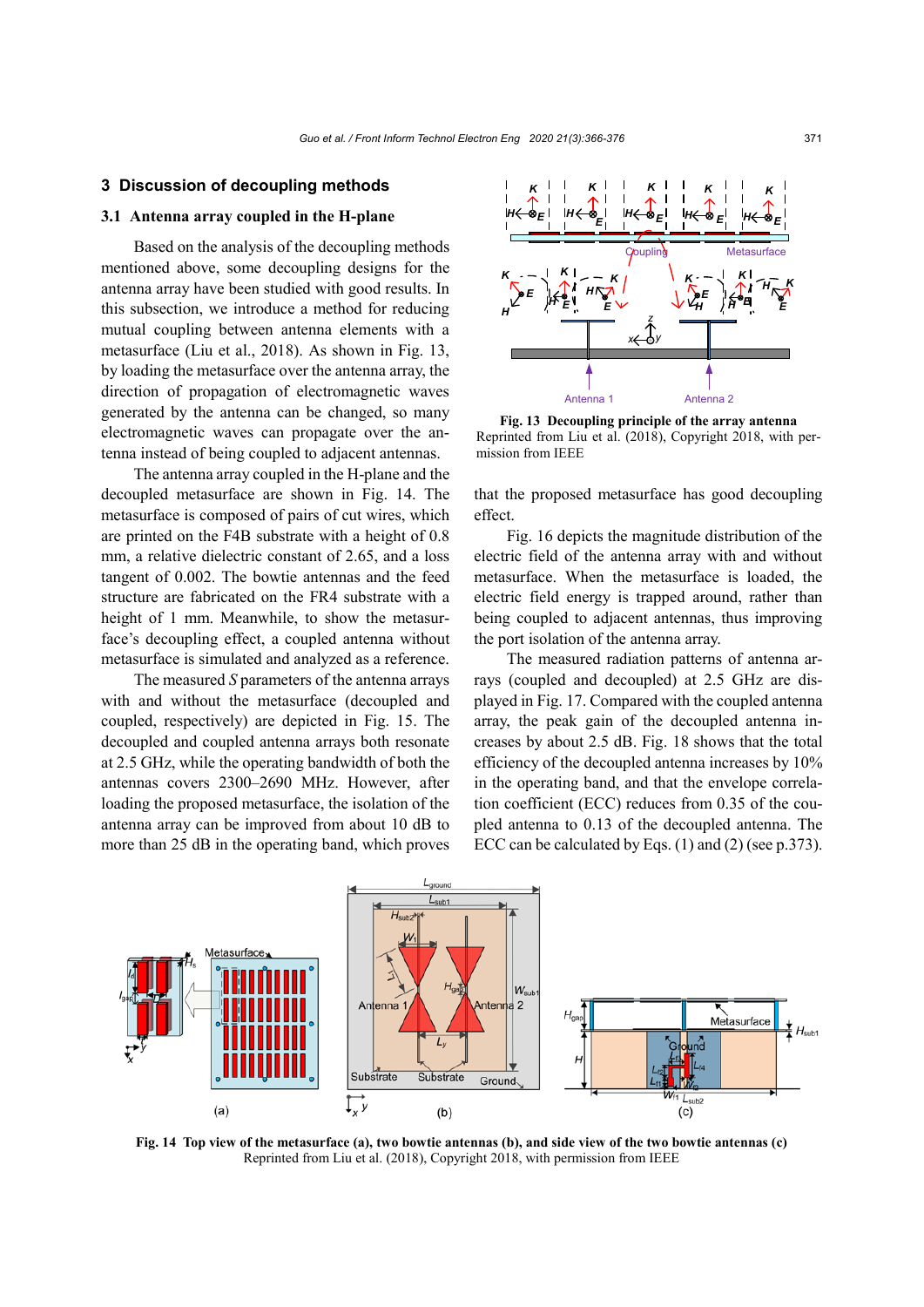## 3 Discussion of decoupling methods

### 3.1 Antenna array coupled in the H-plane

Based on the analysis of the decoupling methods mentioned above, some decoupling designs for the antenna array have been studied with good results. In this subsection, we introduce a method for reducing mutual coupling between antenna elements with a metasurface (Liu et al., 2018). As shown in Fig. 13, by loading the metasurface over the antenna array, the direction of propagation of electromagnetic waves generated by the antenna can be changed, so many electromagnetic waves can propagate over the antenna instead of being coupled to adjacent antennas.

The antenna array coupled in the H-plane and the decoupled metasurface are shown in Fig. 14. The metasurface is composed of pairs of cut wires, which are printed on the F4B substrate with a height of 0.8 mm, a relative dielectric constant of 2.65, and a loss tangent of 0.002. The bowtie antennas and the feed structure are fabricated on the FR4 substrate with a height of 1 mm. Meanwhile, to show the metasurface's decoupling effect, a coupled antenna without metasurface is simulated and analyzed as a reference.

The measured *S* parameters of the antenna arrays with and without the metasurface (decoupled and coupled, respectively) are depicted in Fig. 15. The decoupled and coupled antenna arrays both resonate at 2.5 GHz, while the operating bandwidth of both the antennas covers 2300–2690 MHz. However, after loading the proposed metasurface, the isolation of the antenna array can be improved from about 10 dB to more than 25 dB in the operating band, which proves that the proposed metasurface has good decoupling effect.

**Fig. 13 Decoupling principle of the array antenna**
Reprinted from Liu et al. (2018), Copyright 2018, with permission from IEEE

Fig. 16 depicts the magnitude distribution of the electric field of the antenna array with and without metasurface. When the metasurface is loaded, the electric field energy is trapped around, rather than being coupled to adjacent antennas, thus improving the port isolation of the antenna array.

The measured radiation patterns of antenna arrays (coupled and decoupled) at 2.5 GHz are displayed in Fig. 17. Compared with the coupled antenna array, the peak gain of the decoupled antenna increases by about 2.5 dB. Fig. 18 shows that the total efficiency of the decoupled antenna increases by 10% in the operating band, and that the envelope correlation coefficient (ECC) reduces from 0.35 of the coupled antenna to 0.13 of the decoupled antenna. The ECC can be calculated by Eqs. (1) and (2) (see p.373).

**Fig. 14 Top view of the metasurface (a), two bowtie antennas (b), and side view of the two bowtie antennas (c)**
Reprinted from Liu et al. (2018), Copyright 2018, with permission from IEEE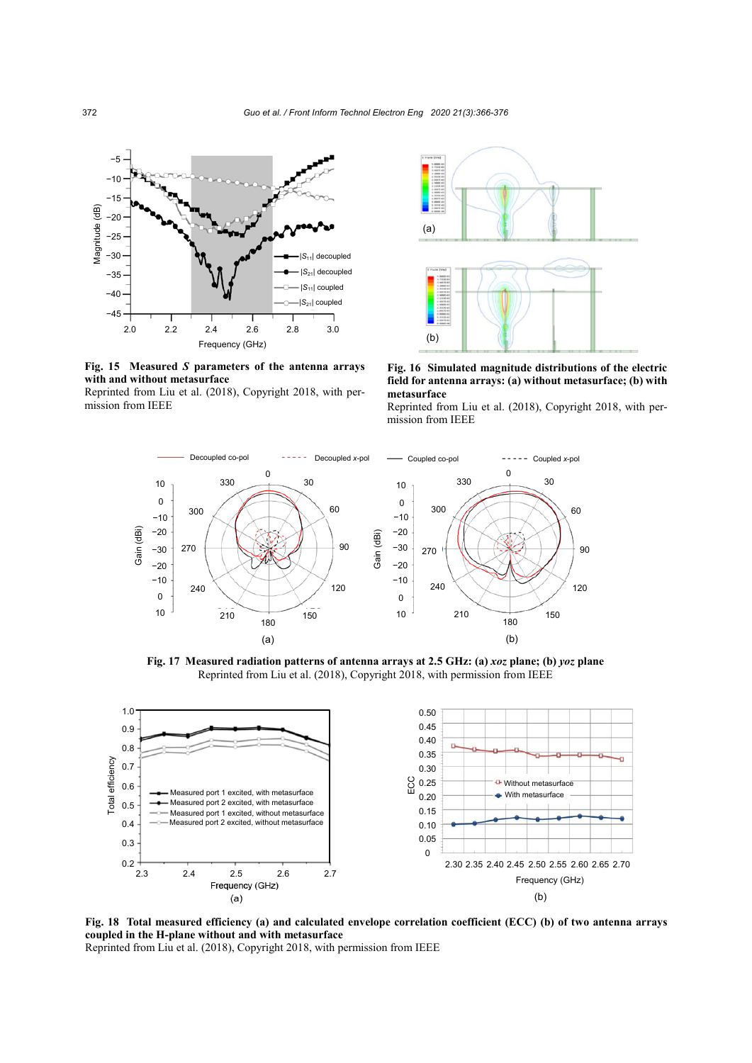**Fig. 15 Measured $S$ parameters of the antenna arrays with and without metasurface**

Reprinted from Liu et al. (2018), Copyright 2018, with permission from IEEE

**Fig. 16 Simulated magnitude distributions of the electric field for antenna arrays: (a) without metasurface; (b) with metasurface**

Reprinted from Liu et al. (2018), Copyright 2018, with permission from IEEE

**Fig. 17 Measured radiation patterns of antenna arrays at 2.5 GHz: (a) *xoz* plane; (b) *yoz* plane**

Reprinted from Liu et al. (2018), Copyright 2018, with permission from IEEE

**Fig. 18 Total measured efficiency (a) and calculated envelope correlation coefficient (ECC) (b) of two antenna arrays coupled in the H-plane without and with metasurface**

Reprinted from Liu et al. (2018), Copyright 2018, with permission from IEEE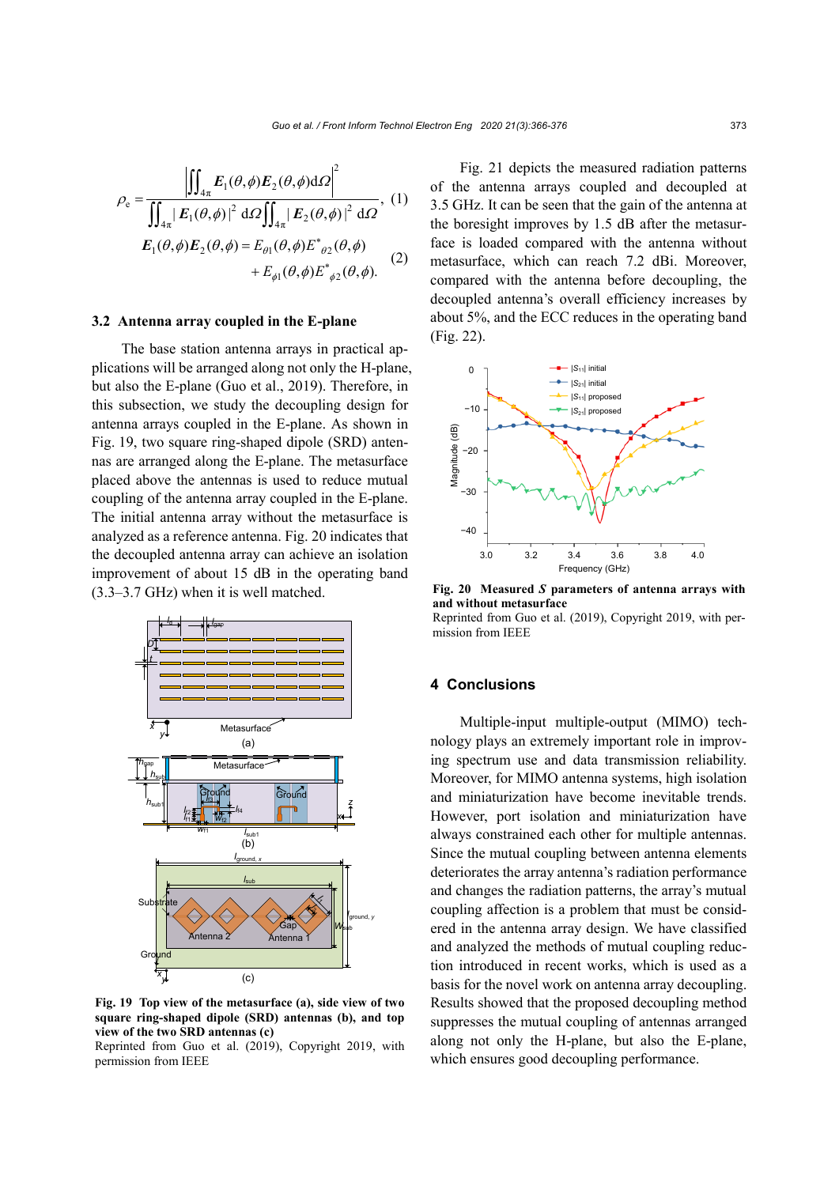$$\rho_e = \frac{\left|\iint_{4\pi} \boldsymbol{E}_1(\theta,\phi)\boldsymbol{E}_2(\theta,\phi)\mathrm{d}\Omega\right|^2}{\iint_{4\pi} |\boldsymbol{E}_1(\theta,\phi)|^2 \mathrm{d}\Omega \iint_{4\pi} |\boldsymbol{E}_2(\theta,\phi)|^2 \mathrm{d}\Omega}, \quad (1)$$

$$\boldsymbol{E}_1(\theta,\phi)\boldsymbol{E}_2(\theta,\phi) = E_{\theta 1}(\theta,\phi)E^*_{\theta 2}(\theta,\phi) + E_{\phi 1}(\theta,\phi)E^*_{\phi 2}(\theta,\phi). \quad (2)$$

### 3.2 Antenna array coupled in the E-plane

The base station antenna arrays in practical applications will be arranged along not only the H-plane, but also the E-plane (Guo et al., 2019). Therefore, in this subsection, we study the decoupling design for antenna arrays coupled in the E-plane. As shown in Fig. 19, two square ring-shaped dipole (SRD) antennas are arranged along the E-plane. The metasurface placed above the antennas is used to reduce mutual coupling of the antenna array coupled in the E-plane. The initial antenna array without the metasurface is analyzed as a reference antenna. Fig. 20 indicates that the decoupled antenna array can achieve an isolation improvement of about 15 dB in the operating band (3.3–3.7 GHz) when it is well matched.

**Fig. 19 Top view of the metasurface (a), side view of two square ring-shaped dipole (SRD) antennas (b), and top view of the two SRD antennas (c)**
Reprinted from Guo et al. (2019), Copyright 2019, with permission from IEEE

Fig. 21 depicts the measured radiation patterns of the antenna arrays coupled and decoupled at 3.5 GHz. It can be seen that the gain of the antenna at the boresight improves by 1.5 dB after the metasurface is loaded compared with the antenna without metasurface, which can reach 7.2 dBi. Moreover, compared with the antenna before decoupling, the decoupled antenna's overall efficiency increases by about 5%, and the ECC reduces in the operating band (Fig. 22).

**Fig. 20 Measured *S* parameters of antenna arrays with and without metasurface**
Reprinted from Guo et al. (2019), Copyright 2019, with permission from IEEE

## 4 Conclusions

Multiple-input multiple-output (MIMO) technology plays an extremely important role in improving spectrum use and data transmission reliability. Moreover, for MIMO antenna systems, high isolation and miniaturization have become inevitable trends. However, port isolation and miniaturization have always constrained each other for multiple antennas. Since the mutual coupling between antenna elements deteriorates the array antenna's radiation performance and changes the radiation patterns, the array's mutual coupling affection is a problem that must be considered in the antenna array design. We have classified and analyzed the methods of mutual coupling reduction introduced in recent works, which is used as a basis for the novel work on antenna array decoupling. Results showed that the proposed decoupling method suppresses the mutual coupling of antennas arranged along not only the H-plane, but also the E-plane, which ensures good decoupling performance.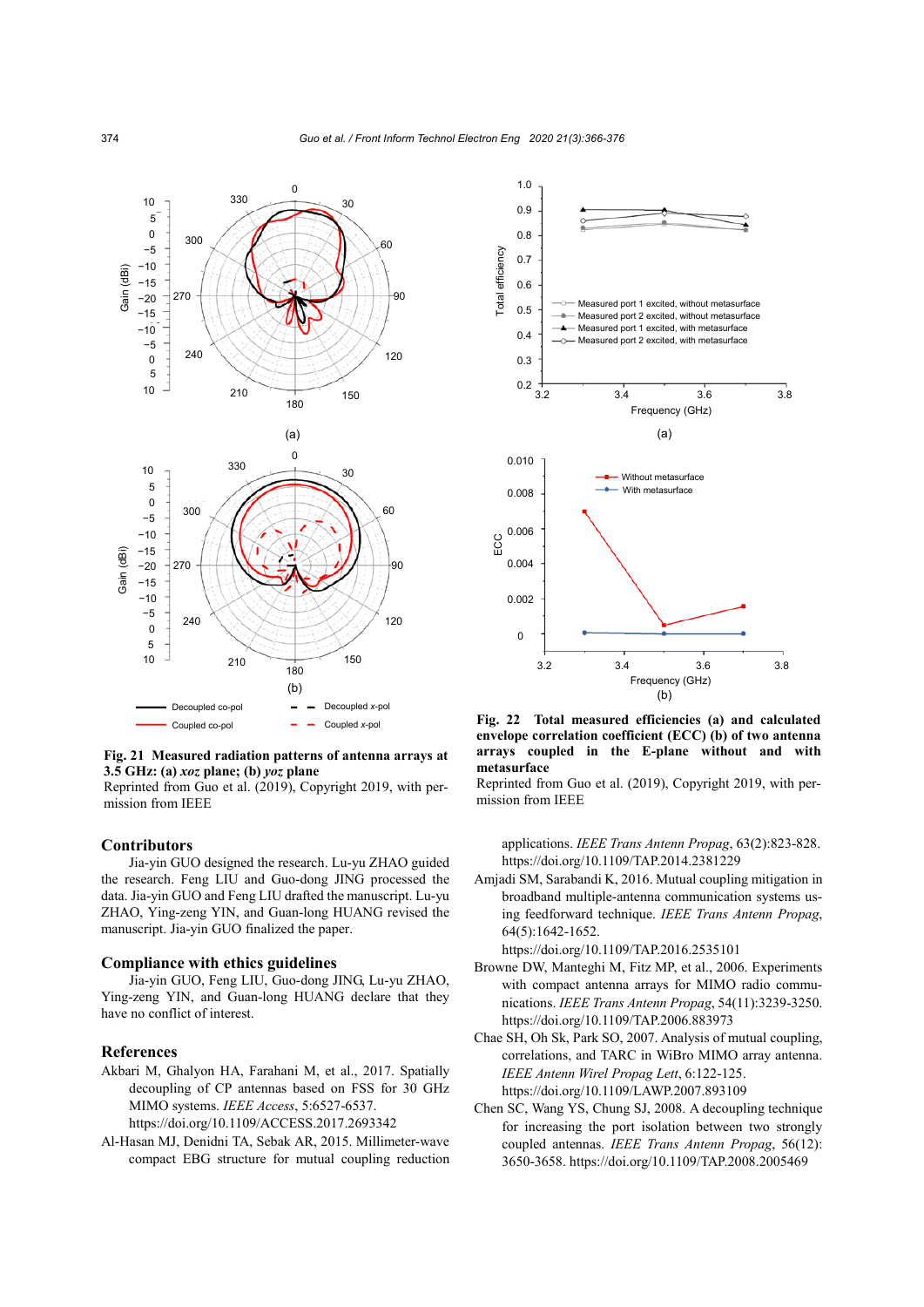**Fig. 21 Measured radiation patterns of antenna arrays at 3.5 GHz: (a) *xoz* plane; (b) *yoz* plane**
Reprinted from Guo et al. (2019), Copyright 2019, with permission from IEEE

**Fig. 22 Total measured efficiencies (a) and calculated envelope correlation coefficient (ECC) (b) of two antenna arrays coupled in the E-plane without and with metasurface**
Reprinted from Guo et al. (2019), Copyright 2019, with permission from IEEE

## Contributors

Jia-yin GUO designed the research. Lu-yu ZHAO guided the research. Feng LIU and Guo-dong JING processed the data. Jia-yin GUO and Feng LIU drafted the manuscript. Lu-yu ZHAO, Ying-zeng YIN, and Guan-long HUANG revised the manuscript. Jia-yin GUO finalized the paper.

## Compliance with ethics guidelines

Jia-yin GUO, Feng LIU, Guo-dong JING, Lu-yu ZHAO, Ying-zeng YIN, and Guan-long HUANG declare that they have no conflict of interest.

## References

Akbari M, Ghalyon HA, Farahani M, et al., 2017. Spatially decoupling of CP antennas based on FSS for 30 GHz MIMO systems. *IEEE Access*, 5:6527-6537. https://doi.org/10.1109/ACCESS.2017.2693342

Al-Hasan MJ, Denidni TA, Sebak AR, 2015. Millimeter-wave compact EBG structure for mutual coupling reduction applications. *IEEE Trans Antenn Propag*, 63(2):823-828. https://doi.org/10.1109/TAP.2014.2381229

Amjadi SM, Sarabandi K, 2016. Mutual coupling mitigation in broadband multiple-antenna communication systems using feedforward technique. *IEEE Trans Antenn Propag*, 64(5):1642-1652. https://doi.org/10.1109/TAP.2016.2535101

Browne DW, Manteghi M, Fitz MP, et al., 2006. Experiments with compact antenna arrays for MIMO radio communications. *IEEE Trans Antenn Propag*, 54(11):3239-3250. https://doi.org/10.1109/TAP.2006.883973

Chae SH, Oh Sk, Park SO, 2007. Analysis of mutual coupling, correlations, and TARC in WiBro MIMO array antenna. *IEEE Antenn Wirel Propag Lett*, 6:122-125. https://doi.org/10.1109/LAWP.2007.893109

Chen SC, Wang YS, Chung SJ, 2008. A decoupling technique for increasing the port isolation between two strongly coupled antennas. *IEEE Trans Antenn Propag*, 56(12):3650-3658. https://doi.org/10.1109/TAP.2008.2005469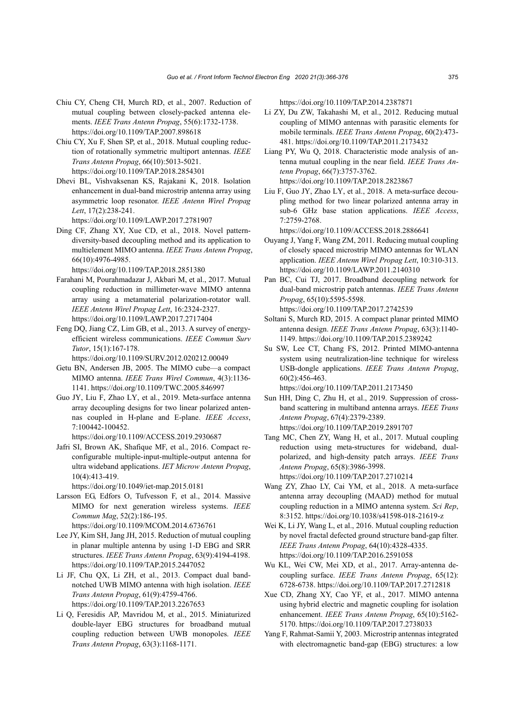Chiu CY, Cheng CH, Murch RD, et al., 2007. Reduction of mutual coupling between closely-packed antenna elements. *IEEE Trans Antenn Propag*, 55(6):1732-1738. https://doi.org/10.1109/TAP.2007.898618

Chiu CY, Xu F, Shen SP, et al., 2018. Mutual coupling reduction of rotationally symmetric multiport antennas. *IEEE Trans Antenn Propag*, 66(10):5013-5021. https://doi.org/10.1109/TAP.2018.2854301

Dhevi BL, Vishvaksenan KS, Rajakani K, 2018. Isolation enhancement in dual-band microstrip antenna array using asymmetric loop resonator. *IEEE Antenn Wirel Propag Lett*, 17(2):238-241. https://doi.org/10.1109/LAWP.2017.2781907

Ding CF, Zhang XY, Xue CD, et al., 2018. Novel pattern-diversity-based decoupling method and its application to multielement MIMO antenna. *IEEE Trans Antenn Propag*, 66(10):4976-4985. https://doi.org/10.1109/TAP.2018.2851380

Farahani M, Pourahmadazar J, Akbari M, et al., 2017. Mutual coupling reduction in millimeter-wave MIMO antenna array using a metamaterial polarization-rotator wall. *IEEE Antenn Wirel Propag Lett*, 16:2324-2327. https://doi.org/10.1109/LAWP.2017.2717404

Feng DQ, Jiang CZ, Lim GB, et al., 2013. A survey of energy-efficient wireless communications. *IEEE Commun Surv Tutor*, 15(1):167-178. https://doi.org/10.1109/SURV.2012.020212.00049

Getu BN, Andersen JB, 2005. The MIMO cube—a compact MIMO antenna. *IEEE Trans Wirel Commun*, 4(3):1136-1141. https://doi.org/10.1109/TWC.2005.846997

Guo JY, Liu F, Zhao LY, et al., 2019. Meta-surface antenna array decoupling designs for two linear polarized antennas coupled in H-plane and E-plane. *IEEE Access*, 7:100442-100452. https://doi.org/10.1109/ACCESS.2019.2930687

Jafri SI, Brown AK, Shafique MF, et al., 2016. Compact reconfigurable multiple-input-multiple-output antenna for ultra wideband applications. *IET Microw Antenn Propag*, 10(4):413-419. https://doi.org/10.1049/iet-map.2015.0181

Larsson EG, Edfors O, Tufvesson F, et al., 2014. Massive MIMO for next generation wireless systems. *IEEE Commun Mag*, 52(2):186-195. https://doi.org/10.1109/MCOM.2014.6736761

Lee JY, Kim SH, Jang JH, 2015. Reduction of mutual coupling in planar multiple antenna by using 1-D EBG and SRR structures. *IEEE Trans Antenn Propag*, 63(9):4194-4198. https://doi.org/10.1109/TAP.2015.2447052

Li JF, Chu QX, Li ZH, et al., 2013. Compact dual band-notched UWB MIMO antenna with high isolation. *IEEE Trans Antenn Propag*, 61(9):4759-4766. https://doi.org/10.1109/TAP.2013.2267653

Li Q, Feresidis AP, Mavridou M, et al., 2015. Miniaturized double-layer EBG structures for broadband mutual coupling reduction between UWB monopoles. *IEEE Trans Antenn Propag*, 63(3):1168-1171. https://doi.org/10.1109/TAP.2014.2387871

Li ZY, Du ZW, Takahashi M, et al., 2012. Reducing mutual coupling of MIMO antennas with parasitic elements for mobile terminals. *IEEE Trans Antenn Propag*, 60(2):473-481. https://doi.org/10.1109/TAP.2011.2173432

Liang PY, Wu Q, 2018. Characteristic mode analysis of antenna mutual coupling in the near field. *IEEE Trans Antenn Propag*, 66(7):3757-3762. https://doi.org/10.1109/TAP.2018.2823867

Liu F, Guo JY, Zhao LY, et al., 2018. A meta-surface decoupling method for two linear polarized antenna array in sub-6 GHz base station applications. *IEEE Access*, 7:2759-2768. https://doi.org/10.1109/ACCESS.2018.2886641

Ouyang J, Yang F, Wang ZM, 2011. Reducing mutual coupling of closely spaced microstrip MIMO antennas for WLAN application. *IEEE Antenn Wirel Propag Lett*, 10:310-313. https://doi.org/10.1109/LAWP.2011.2140310

Pan BC, Cui TJ, 2017. Broadband decoupling network for dual-band microstrip patch antennas. *IEEE Trans Antenn Propag*, 65(10):5595-5598. https://doi.org/10.1109/TAP.2017.2742539

Soltani S, Murch RD, 2015. A compact planar printed MIMO antenna design. *IEEE Trans Antenn Propag*, 63(3):1140-1149. https://doi.org/10.1109/TAP.2015.2389242

Su SW, Lee CT, Chang FS, 2012. Printed MIMO-antenna system using neutralization-line technique for wireless USB-dongle applications. *IEEE Trans Antenn Propag*, 60(2):456-463. https://doi.org/10.1109/TAP.2011.2173450

Sun HH, Ding C, Zhu H, et al., 2019. Suppression of cross-band scattering in multiband antenna arrays. *IEEE Trans Antenn Propag*, 67(4):2379-2389. https://doi.org/10.1109/TAP.2019.2891707

Tang MC, Chen ZY, Wang H, et al., 2017. Mutual coupling reduction using meta-structures for wideband, dual-polarized, and high-density patch arrays. *IEEE Trans Antenn Propag*, 65(8):3986-3998. https://doi.org/10.1109/TAP.2017.2710214

Wang ZY, Zhao LY, Cai YM, et al., 2018. A meta-surface antenna array decoupling (MAAD) method for mutual coupling reduction in a MIMO antenna system. *Sci Rep*, 8:3152. https://doi.org/10.1038/s41598-018-21619-z

Wei K, Li JY, Wang L, et al., 2016. Mutual coupling reduction by novel fractal defected ground structure band-gap filter. *IEEE Trans Antenn Propag*, 64(10):4328-4335. https://doi.org/10.1109/TAP.2016.2591058

Wu KL, Wei CW, Mei XD, et al., 2017. Array-antenna decoupling surface. *IEEE Trans Antenn Propag*, 65(12): 6728-6738. https://doi.org/10.1109/TAP.2017.2712818

Xue CD, Zhang XY, Cao YF, et al., 2017. MIMO antenna using hybrid electric and magnetic coupling for isolation enhancement. *IEEE Trans Antenn Propag*, 65(10):5162-5170. https://doi.org/10.1109/TAP.2017.2738033

Yang F, Rahmat-Samii Y, 2003. Microstrip antennas integrated with electromagnetic band-gap (EBG) structures: a low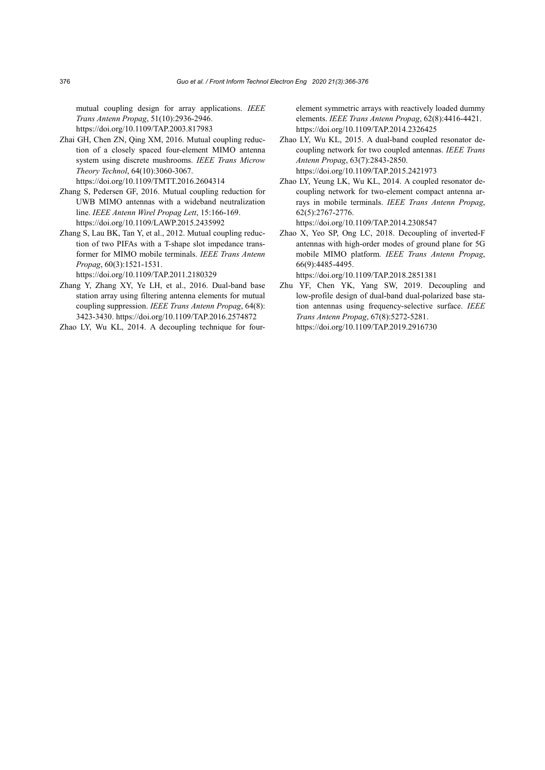mutual coupling design for array applications. *IEEE Trans Antenn Propag*, 51(10):2936-2946. https://doi.org/10.1109/TAP.2003.817983

Zhai GH, Chen ZN, Qing XM, 2016. Mutual coupling reduction of a closely spaced four-element MIMO antenna system using discrete mushrooms. *IEEE Trans Microw Theory Technol*, 64(10):3060-3067. https://doi.org/10.1109/TMTT.2016.2604314

Zhang S, Pedersen GF, 2016. Mutual coupling reduction for UWB MIMO antennas with a wideband neutralization line. *IEEE Antenn Wirel Propag Lett*, 15:166-169. https://doi.org/10.1109/LAWP.2015.2435992

Zhang S, Lau BK, Tan Y, et al., 2012. Mutual coupling reduction of two PIFAs with a T-shape slot impedance transformer for MIMO mobile terminals. *IEEE Trans Antenn Propag*, 60(3):1521-1531. https://doi.org/10.1109/TAP.2011.2180329

Zhang Y, Zhang XY, Ye LH, et al., 2016. Dual-band base station array using filtering antenna elements for mutual coupling suppression. *IEEE Trans Antenn Propag*, 64(8): 3423-3430. https://doi.org/10.1109/TAP.2016.2574872

Zhao LY, Wu KL, 2014. A decoupling technique for four-element symmetric arrays with reactively loaded dummy elements. *IEEE Trans Antenn Propag*, 62(8):4416-4421. https://doi.org/10.1109/TAP.2014.2326425

Zhao LY, Wu KL, 2015. A dual-band coupled resonator decoupling network for two coupled antennas. *IEEE Trans Antenn Propag*, 63(7):2843-2850. https://doi.org/10.1109/TAP.2015.2421973

Zhao LY, Yeung LK, Wu KL, 2014. A coupled resonator decoupling network for two-element compact antenna arrays in mobile terminals. *IEEE Trans Antenn Propag*, 62(5):2767-2776. https://doi.org/10.1109/TAP.2014.2308547

Zhao X, Yeo SP, Ong LC, 2018. Decoupling of inverted-F antennas with high-order modes of ground plane for 5G mobile MIMO platform. *IEEE Trans Antenn Propag*, 66(9):4485-4495. https://doi.org/10.1109/TAP.2018.2851381

Zhu YF, Chen YK, Yang SW, 2019. Decoupling and low-profile design of dual-band dual-polarized base station antennas using frequency-selective surface. *IEEE Trans Antenn Propag*, 67(8):5272-5281. https://doi.org/10.1109/TAP.2019.2916730